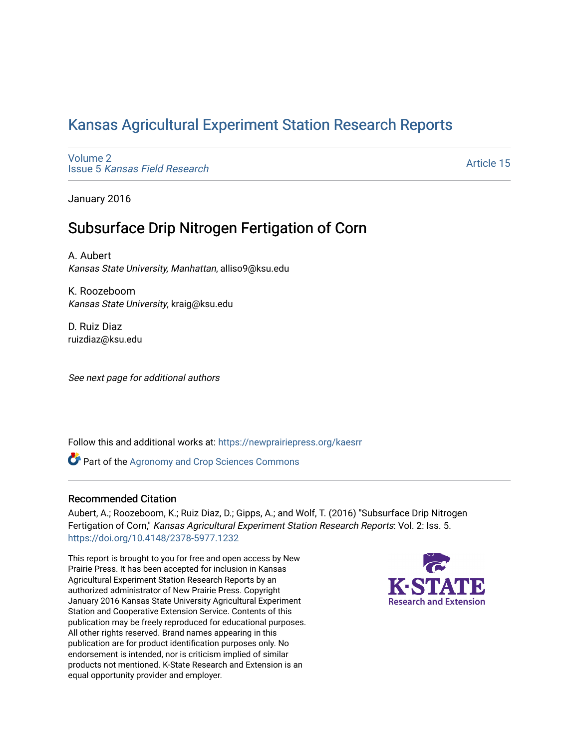# Kansas Agricultural Experiment Station Research Reports

Volume 2
Issue 5 *Kansas Field Research*

Article 15

January 2016

## Subsurface Drip Nitrogen Fertigation of Corn

A. Aubert
*Kansas State University, Manhattan*, alliso9@ksu.edu

K. Roozeboom
*Kansas State University*, kraig@ksu.edu

D. Ruiz Diaz
ruizdiaz@ksu.edu

*See next page for additional authors*

Follow this and additional works at: https://newprairiepress.org/kaesrr

Part of the Agronomy and Crop Sciences Commons

### Recommended Citation

Aubert, A.; Roozeboom, K.; Ruiz Diaz, D.; Gipps, A.; and Wolf, T. (2016) "Subsurface Drip Nitrogen Fertigation of Corn," *Kansas Agricultural Experiment Station Research Reports*: Vol. 2: Iss. 5. https://doi.org/10.4148/2378-5977.1232

This report is brought to you for free and open access by New Prairie Press. It has been accepted for inclusion in Kansas Agricultural Experiment Station Research Reports by an authorized administrator of New Prairie Press. Copyright January 2016 Kansas State University Agricultural Experiment Station and Cooperative Extension Service. Contents of this publication may be freely reproduced for educational purposes. All other rights reserved. Brand names appearing in this publication are for product identification purposes only. No endorsement is intended, nor is criticism implied of similar products not mentioned. K-State Research and Extension is an equal opportunity provider and employer.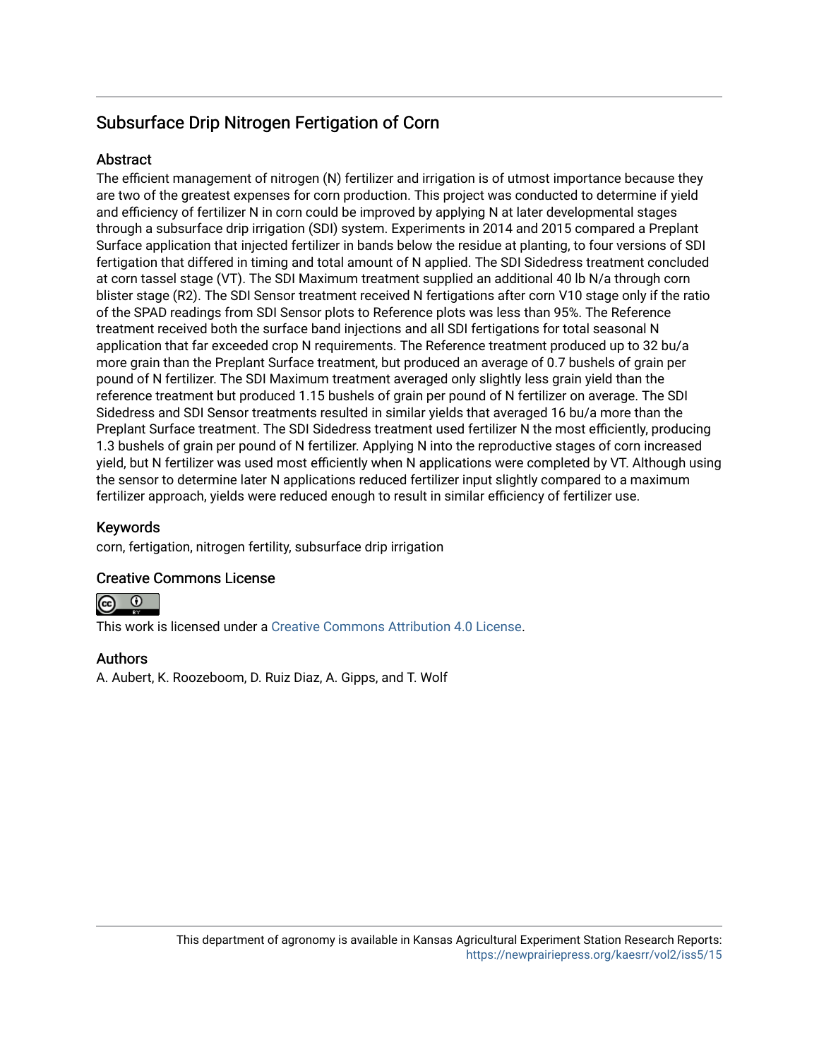## Subsurface Drip Nitrogen Fertigation of Corn

### Abstract

The efficient management of nitrogen (N) fertilizer and irrigation is of utmost importance because they are two of the greatest expenses for corn production. This project was conducted to determine if yield and efficiency of fertilizer N in corn could be improved by applying N at later developmental stages through a subsurface drip irrigation (SDI) system. Experiments in 2014 and 2015 compared a Preplant Surface application that injected fertilizer in bands below the residue at planting, to four versions of SDI fertigation that differed in timing and total amount of N applied. The SDI Sidedress treatment concluded at corn tassel stage (VT). The SDI Maximum treatment supplied an additional 40 lb N/a through corn blister stage (R2). The SDI Sensor treatment received N fertigations after corn V10 stage only if the ratio of the SPAD readings from SDI Sensor plots to Reference plots was less than 95%. The Reference treatment received both the surface band injections and all SDI fertigations for total seasonal N application that far exceeded crop N requirements. The Reference treatment produced up to 32 bu/a more grain than the Preplant Surface treatment, but produced an average of 0.7 bushels of grain per pound of N fertilizer. The SDI Maximum treatment averaged only slightly less grain yield than the reference treatment but produced 1.15 bushels of grain per pound of N fertilizer on average. The SDI Sidedress and SDI Sensor treatments resulted in similar yields that averaged 16 bu/a more than the Preplant Surface treatment. The SDI Sidedress treatment used fertilizer N the most efficiently, producing 1.3 bushels of grain per pound of N fertilizer. Applying N into the reproductive stages of corn increased yield, but N fertilizer was used most efficiently when N applications were completed by VT. Although using the sensor to determine later N applications reduced fertilizer input slightly compared to a maximum fertilizer approach, yields were reduced enough to result in similar efficiency of fertilizer use.

### Keywords

corn, fertigation, nitrogen fertility, subsurface drip irrigation

### Creative Commons License

This work is licensed under a Creative Commons Attribution 4.0 License.

### Authors

A. Aubert, K. Roozeboom, D. Ruiz Diaz, A. Gipps, and T. Wolf

This department of agronomy is available in Kansas Agricultural Experiment Station Research Reports: https://newprairiepress.org/kaesrr/vol2/iss5/15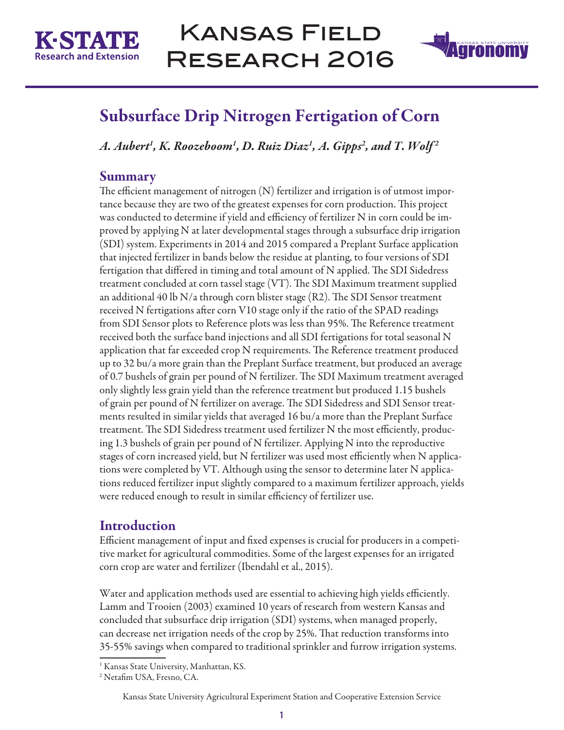# Subsurface Drip Nitrogen Fertigation of Corn

*A. Aubert[1], K. Roozeboom[1], D. Ruiz Diaz[1], A. Gipps[2], and T. Wolf[2]*

## Summary

The efficient management of nitrogen (N) fertilizer and irrigation is of utmost importance because they are two of the greatest expenses for corn production. This project was conducted to determine if yield and efficiency of fertilizer N in corn could be improved by applying N at later developmental stages through a subsurface drip irrigation (SDI) system. Experiments in 2014 and 2015 compared a Preplant Surface application that injected fertilizer in bands below the residue at planting, to four versions of SDI fertigation that differed in timing and total amount of N applied. The SDI Sidedress treatment concluded at corn tassel stage (VT). The SDI Maximum treatment supplied an additional 40 lb N/a through corn blister stage (R2). The SDI Sensor treatment received N fertigations after corn V10 stage only if the ratio of the SPAD readings from SDI Sensor plots to Reference plots was less than 95%. The Reference treatment received both the surface band injections and all SDI fertigations for total seasonal N application that far exceeded crop N requirements. The Reference treatment produced up to 32 bu/a more grain than the Preplant Surface treatment, but produced an average of 0.7 bushels of grain per pound of N fertilizer. The SDI Maximum treatment averaged only slightly less grain yield than the reference treatment but produced 1.15 bushels of grain per pound of N fertilizer on average. The SDI Sidedress and SDI Sensor treatments resulted in similar yields that averaged 16 bu/a more than the Preplant Surface treatment. The SDI Sidedress treatment used fertilizer N the most efficiently, producing 1.3 bushels of grain per pound of N fertilizer. Applying N into the reproductive stages of corn increased yield, but N fertilizer was used most efficiently when N applications were completed by VT. Although using the sensor to determine later N applications reduced fertilizer input slightly compared to a maximum fertilizer approach, yields were reduced enough to result in similar efficiency of fertilizer use.

## Introduction

Efficient management of input and fixed expenses is crucial for producers in a competitive market for agricultural commodities. Some of the largest expenses for an irrigated corn crop are water and fertilizer (Ibendahl et al., 2015).

Water and application methods used are essential to achieving high yields efficiently. Lamm and Trooien (2003) examined 10 years of research from western Kansas and concluded that subsurface drip irrigation (SDI) systems, when managed properly, can decrease net irrigation needs of the crop by 25%. That reduction transforms into 35-55% savings when compared to traditional sprinkler and furrow irrigation systems.

[1] Kansas State University, Manhattan, KS.

[2] Netafim USA, Fresno, CA.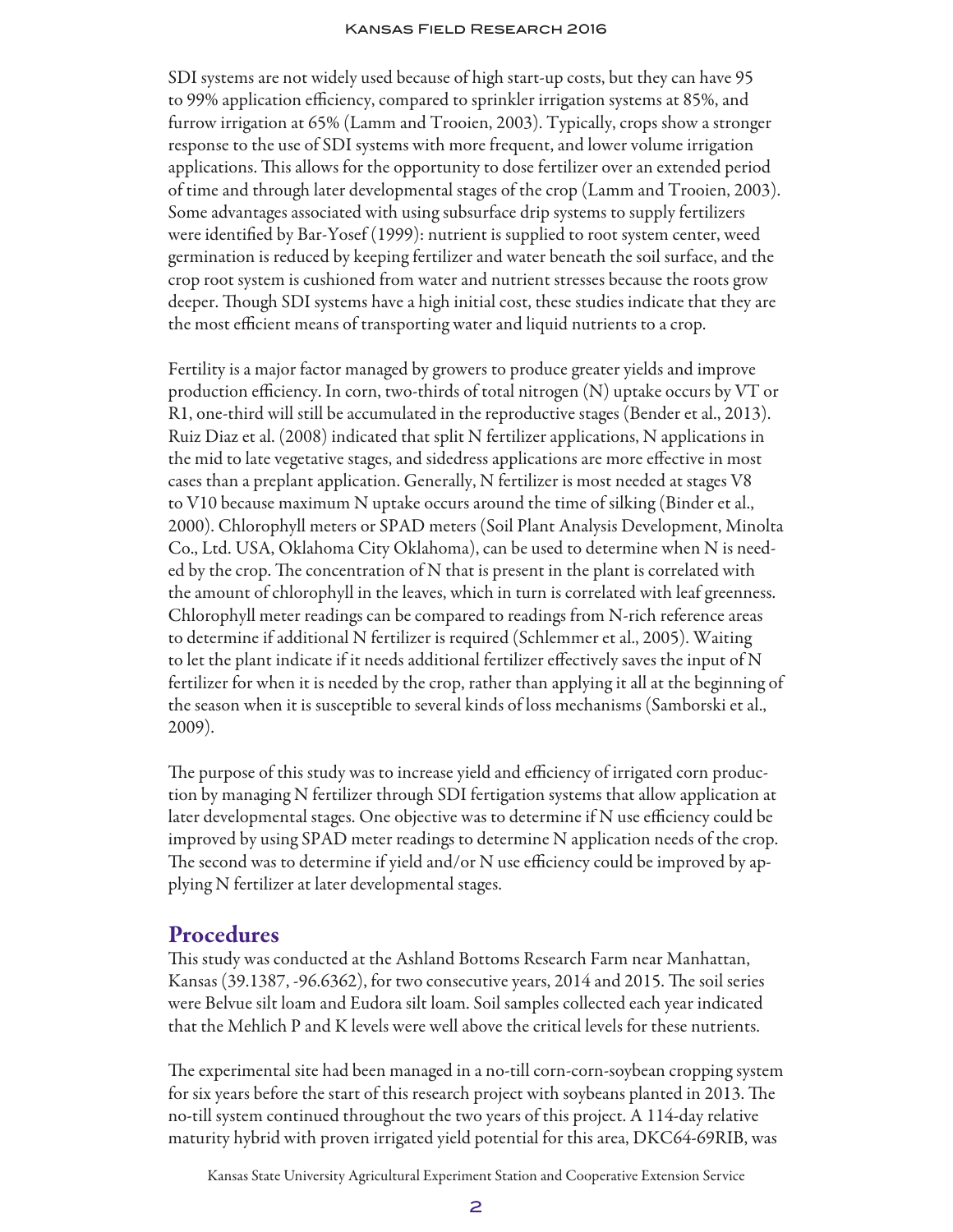SDI systems are not widely used because of high start-up costs, but they can have 95 to 99% application efficiency, compared to sprinkler irrigation systems at 85%, and furrow irrigation at 65% (Lamm and Trooien, 2003). Typically, crops show a stronger response to the use of SDI systems with more frequent, and lower volume irrigation applications. This allows for the opportunity to dose fertilizer over an extended period of time and through later developmental stages of the crop (Lamm and Trooien, 2003). Some advantages associated with using subsurface drip systems to supply fertilizers were identified by Bar-Yosef (1999): nutrient is supplied to root system center, weed germination is reduced by keeping fertilizer and water beneath the soil surface, and the crop root system is cushioned from water and nutrient stresses because the roots grow deeper. Though SDI systems have a high initial cost, these studies indicate that they are the most efficient means of transporting water and liquid nutrients to a crop.

Fertility is a major factor managed by growers to produce greater yields and improve production efficiency. In corn, two-thirds of total nitrogen (N) uptake occurs by VT or R1, one-third will still be accumulated in the reproductive stages (Bender et al., 2013). Ruiz Diaz et al. (2008) indicated that split N fertilizer applications, N applications in the mid to late vegetative stages, and sidedress applications are more effective in most cases than a preplant application. Generally, N fertilizer is most needed at stages V8 to V10 because maximum N uptake occurs around the time of silking (Binder et al., 2000). Chlorophyll meters or SPAD meters (Soil Plant Analysis Development, Minolta Co., Ltd. USA, Oklahoma City Oklahoma), can be used to determine when N is needed by the crop. The concentration of N that is present in the plant is correlated with the amount of chlorophyll in the leaves, which in turn is correlated with leaf greenness. Chlorophyll meter readings can be compared to readings from N-rich reference areas to determine if additional N fertilizer is required (Schlemmer et al., 2005). Waiting to let the plant indicate if it needs additional fertilizer effectively saves the input of N fertilizer for when it is needed by the crop, rather than applying it all at the beginning of the season when it is susceptible to several kinds of loss mechanisms (Samborski et al., 2009).

The purpose of this study was to increase yield and efficiency of irrigated corn production by managing N fertilizer through SDI fertigation systems that allow application at later developmental stages. One objective was to determine if N use efficiency could be improved by using SPAD meter readings to determine N application needs of the crop. The second was to determine if yield and/or N use efficiency could be improved by applying N fertilizer at later developmental stages.

## Procedures

This study was conducted at the Ashland Bottoms Research Farm near Manhattan, Kansas (39.1387, -96.6362), for two consecutive years, 2014 and 2015. The soil series were Belvue silt loam and Eudora silt loam. Soil samples collected each year indicated that the Mehlich P and K levels were well above the critical levels for these nutrients.

The experimental site had been managed in a no-till corn-corn-soybean cropping system for six years before the start of this research project with soybeans planted in 2013. The no-till system continued throughout the two years of this project. A 114-day relative maturity hybrid with proven irrigated yield potential for this area, DKC64-69RIB, was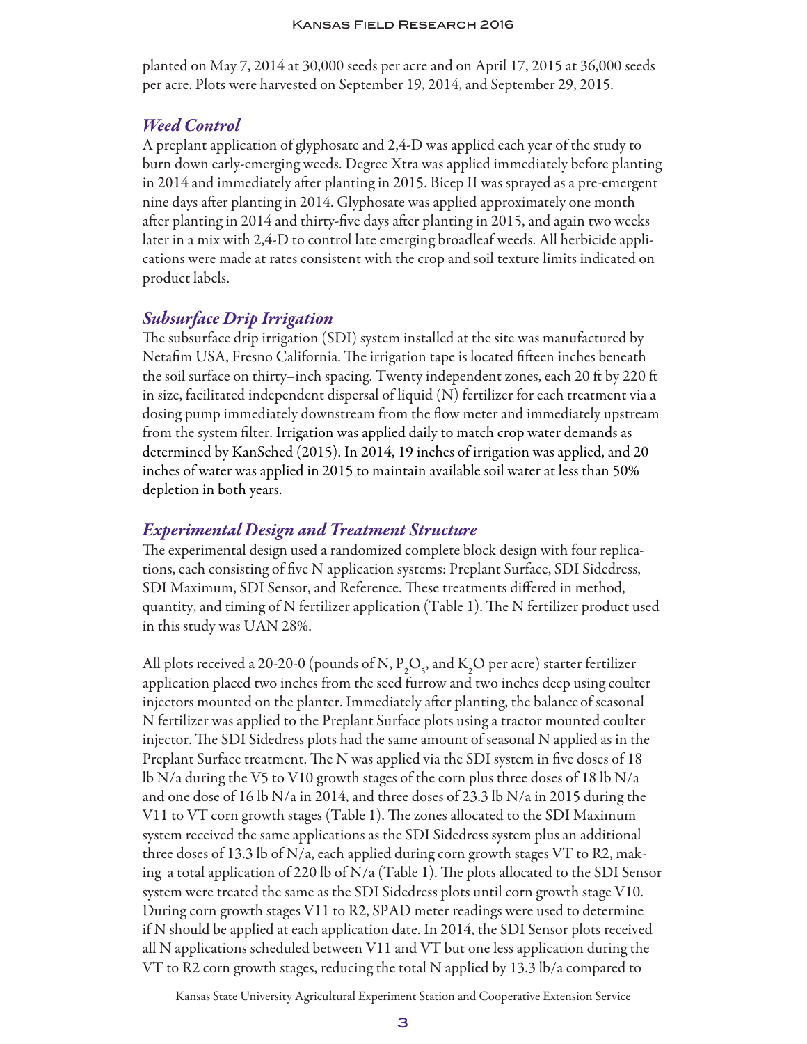planted on May 7, 2014 at 30,000 seeds per acre and on April 17, 2015 at 36,000 seeds per acre. Plots were harvested on September 19, 2014, and September 29, 2015.

### *Weed Control*

A preplant application of glyphosate and 2,4-D was applied each year of the study to burn down early-emerging weeds. Degree Xtra was applied immediately before planting in 2014 and immediately after planting in 2015. Bicep II was sprayed as a pre-emergent nine days after planting in 2014. Glyphosate was applied approximately one month after planting in 2014 and thirty-five days after planting in 2015, and again two weeks later in a mix with 2,4-D to control late emerging broadleaf weeds. All herbicide applications were made at rates consistent with the crop and soil texture limits indicated on product labels.

### *Subsurface Drip Irrigation*

The subsurface drip irrigation (SDI) system installed at the site was manufactured by Netafim USA, Fresno California. The irrigation tape is located fifteen inches beneath the soil surface on thirty–inch spacing. Twenty independent zones, each 20 ft by 220 ft in size, facilitated independent dispersal of liquid (N) fertilizer for each treatment via a dosing pump immediately downstream from the flow meter and immediately upstream from the system filter. Irrigation was applied daily to match crop water demands as determined by KanSched (2015). In 2014, 19 inches of irrigation was applied, and 20 inches of water was applied in 2015 to maintain available soil water at less than 50% depletion in both years.

### *Experimental Design and Treatment Structure*

The experimental design used a randomized complete block design with four replications, each consisting of five N application systems: Preplant Surface, SDI Sidedress, SDI Maximum, SDI Sensor, and Reference. These treatments differed in method, quantity, and timing of N fertilizer application (Table 1). The N fertilizer product used in this study was UAN 28%.

All plots received a 20-20-0 (pounds of N, $P_2O_5$, and $K_2O$ per acre) starter fertilizer application placed two inches from the seed furrow and two inches deep using coulter injectors mounted on the planter. Immediately after planting, the balance of seasonal N fertilizer was applied to the Preplant Surface plots using a tractor mounted coulter injector. The SDI Sidedress plots had the same amount of seasonal N applied as in the Preplant Surface treatment. The N was applied via the SDI system in five doses of 18 lb N/a during the V5 to V10 growth stages of the corn plus three doses of 18 lb N/a and one dose of 16 lb N/a in 2014, and three doses of 23.3 lb N/a in 2015 during the V11 to VT corn growth stages (Table 1). The zones allocated to the SDI Maximum system received the same applications as the SDI Sidedress system plus an additional three doses of 13.3 lb of N/a, each applied during corn growth stages VT to R2, making a total application of 220 lb of N/a (Table 1). The plots allocated to the SDI Sensor system were treated the same as the SDI Sidedress plots until corn growth stage V10. During corn growth stages V11 to R2, SPAD meter readings were used to determine if N should be applied at each application date. In 2014, the SDI Sensor plots received all N applications scheduled between V11 and VT but one less application during the VT to R2 corn growth stages, reducing the total N applied by 13.3 lb/a compared to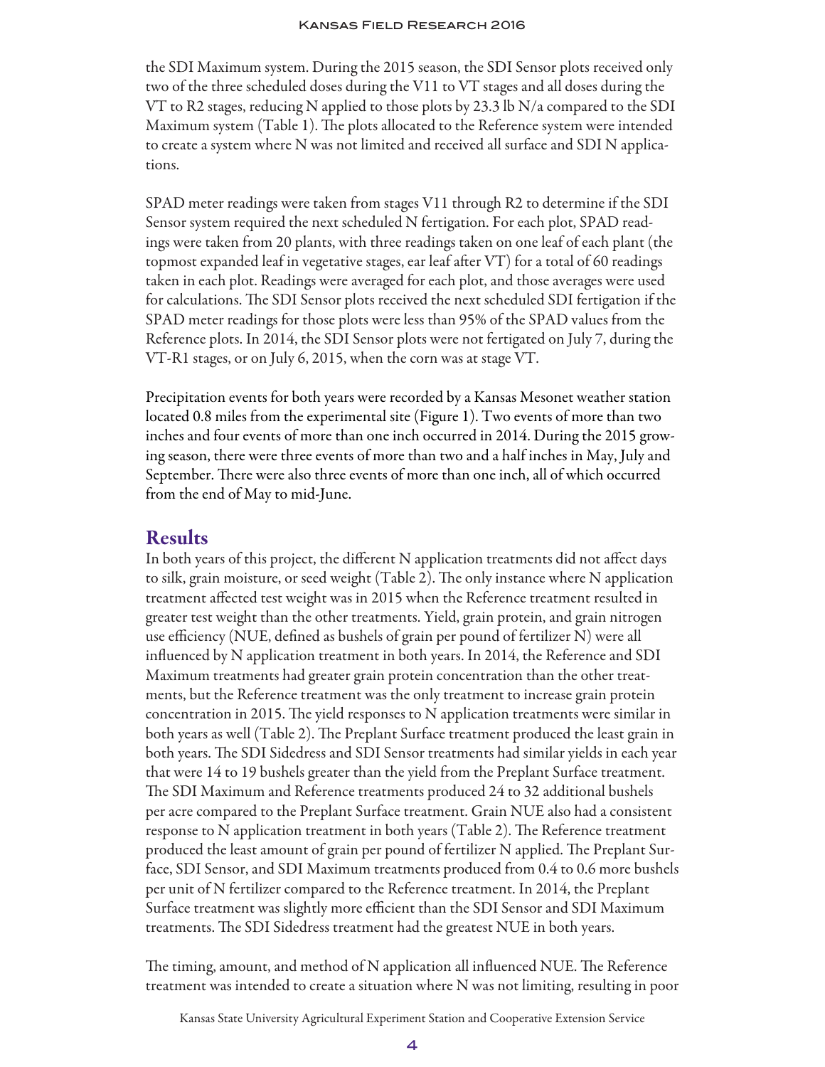the SDI Maximum system. During the 2015 season, the SDI Sensor plots received only two of the three scheduled doses during the V11 to VT stages and all doses during the VT to R2 stages, reducing N applied to those plots by 23.3 lb N/a compared to the SDI Maximum system (Table 1). The plots allocated to the Reference system were intended to create a system where N was not limited and received all surface and SDI N applications.

SPAD meter readings were taken from stages V11 through R2 to determine if the SDI Sensor system required the next scheduled N fertigation. For each plot, SPAD readings were taken from 20 plants, with three readings taken on one leaf of each plant (the topmost expanded leaf in vegetative stages, ear leaf after VT) for a total of 60 readings taken in each plot. Readings were averaged for each plot, and those averages were used for calculations. The SDI Sensor plots received the next scheduled SDI fertigation if the SPAD meter readings for those plots were less than 95% of the SPAD values from the Reference plots. In 2014, the SDI Sensor plots were not fertigated on July 7, during the VT-R1 stages, or on July 6, 2015, when the corn was at stage VT.

Precipitation events for both years were recorded by a Kansas Mesonet weather station located 0.8 miles from the experimental site (Figure 1). Two events of more than two inches and four events of more than one inch occurred in 2014. During the 2015 growing season, there were three events of more than two and a half inches in May, July and September. There were also three events of more than one inch, all of which occurred from the end of May to mid-June.

## Results

In both years of this project, the different N application treatments did not affect days to silk, grain moisture, or seed weight (Table 2). The only instance where N application treatment affected test weight was in 2015 when the Reference treatment resulted in greater test weight than the other treatments. Yield, grain protein, and grain nitrogen use efficiency (NUE, defined as bushels of grain per pound of fertilizer N) were all influenced by N application treatment in both years. In 2014, the Reference and SDI Maximum treatments had greater grain protein concentration than the other treatments, but the Reference treatment was the only treatment to increase grain protein concentration in 2015. The yield responses to N application treatments were similar in both years as well (Table 2). The Preplant Surface treatment produced the least grain in both years. The SDI Sidedress and SDI Sensor treatments had similar yields in each year that were 14 to 19 bushels greater than the yield from the Preplant Surface treatment. The SDI Maximum and Reference treatments produced 24 to 32 additional bushels per acre compared to the Preplant Surface treatment. Grain NUE also had a consistent response to N application treatment in both years (Table 2). The Reference treatment produced the least amount of grain per pound of fertilizer N applied. The Preplant Surface, SDI Sensor, and SDI Maximum treatments produced from 0.4 to 0.6 more bushels per unit of N fertilizer compared to the Reference treatment. In 2014, the Preplant Surface treatment was slightly more efficient than the SDI Sensor and SDI Maximum treatments. The SDI Sidedress treatment had the greatest NUE in both years.

The timing, amount, and method of N application all influenced NUE. The Reference treatment was intended to create a situation where N was not limiting, resulting in poor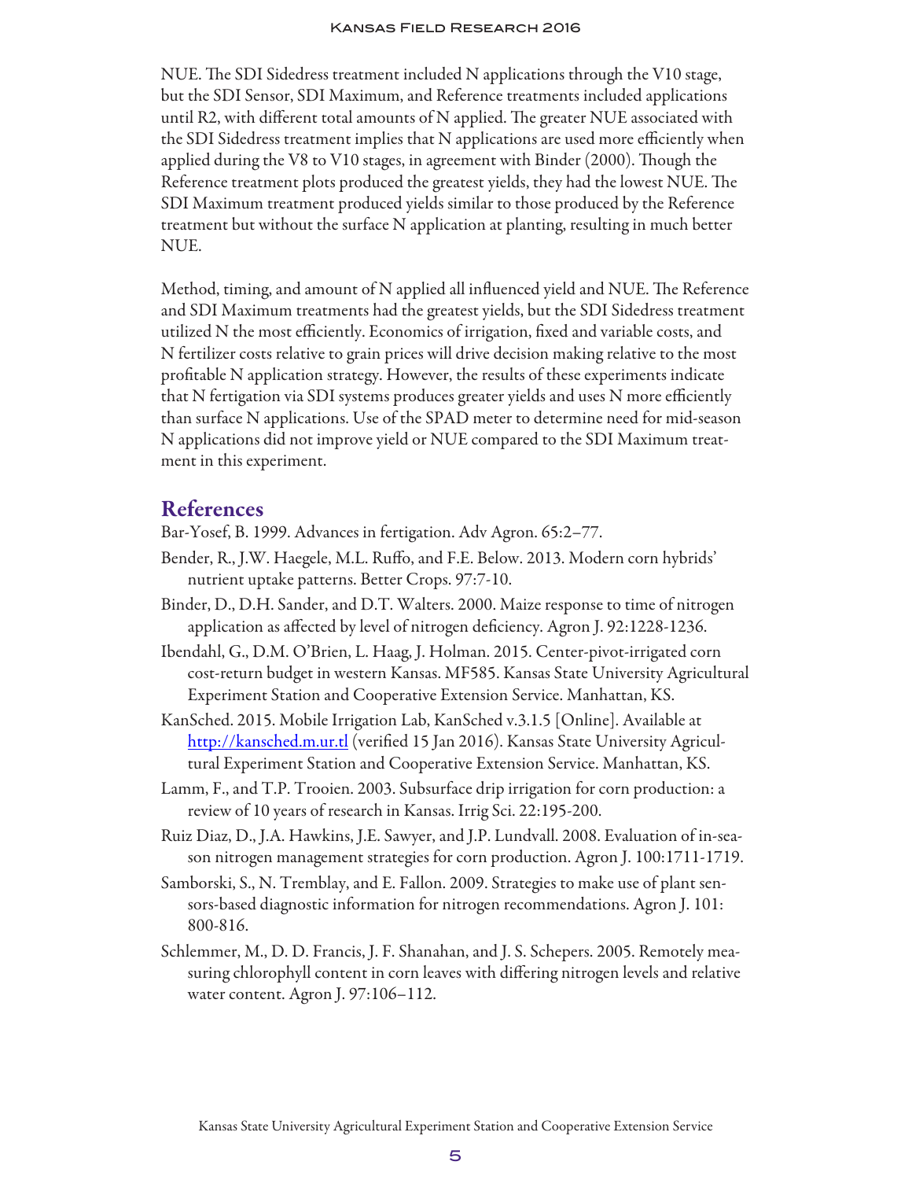NUE. The SDI Sidedress treatment included N applications through the V10 stage, but the SDI Sensor, SDI Maximum, and Reference treatments included applications until R2, with different total amounts of N applied. The greater NUE associated with the SDI Sidedress treatment implies that N applications are used more efficiently when applied during the V8 to V10 stages, in agreement with Binder (2000). Though the Reference treatment plots produced the greatest yields, they had the lowest NUE. The SDI Maximum treatment produced yields similar to those produced by the Reference treatment but without the surface N application at planting, resulting in much better NUE.

Method, timing, and amount of N applied all influenced yield and NUE. The Reference and SDI Maximum treatments had the greatest yields, but the SDI Sidedress treatment utilized N the most efficiently. Economics of irrigation, fixed and variable costs, and N fertilizer costs relative to grain prices will drive decision making relative to the most profitable N application strategy. However, the results of these experiments indicate that N fertigation via SDI systems produces greater yields and uses N more efficiently than surface N applications. Use of the SPAD meter to determine need for mid-season N applications did not improve yield or NUE compared to the SDI Maximum treatment in this experiment.

## References

Bar-Yosef, B. 1999. Advances in fertigation. Adv Agron. 65:2–77.

Bender, R., J.W. Haegele, M.L. Ruffo, and F.E. Below. 2013. Modern corn hybrids' nutrient uptake patterns. Better Crops. 97:7-10.

Binder, D., D.H. Sander, and D.T. Walters. 2000. Maize response to time of nitrogen application as affected by level of nitrogen deficiency. Agron J. 92:1228-1236.

Ibendahl, G., D.M. O'Brien, L. Haag, J. Holman. 2015. Center-pivot-irrigated corn cost-return budget in western Kansas. MF585. Kansas State University Agricultural Experiment Station and Cooperative Extension Service. Manhattan, KS.

KanSched. 2015. Mobile Irrigation Lab, KanSched v.3.1.5 [Online]. Available at http://kansched.m.ur.tl (verified 15 Jan 2016). Kansas State University Agricultural Experiment Station and Cooperative Extension Service. Manhattan, KS.

Lamm, F., and T.P. Trooien. 2003. Subsurface drip irrigation for corn production: a review of 10 years of research in Kansas. Irrig Sci. 22:195-200.

Ruiz Diaz, D., J.A. Hawkins, J.E. Sawyer, and J.P. Lundvall. 2008. Evaluation of in-season nitrogen management strategies for corn production. Agron J. 100:1711-1719.

Samborski, S., N. Tremblay, and E. Fallon. 2009. Strategies to make use of plant sensors-based diagnostic information for nitrogen recommendations. Agron J. 101: 800-816.

Schlemmer, M., D. D. Francis, J. F. Shanahan, and J. S. Schepers. 2005. Remotely measuring chlorophyll content in corn leaves with differing nitrogen levels and relative water content. Agron J. 97:106–112.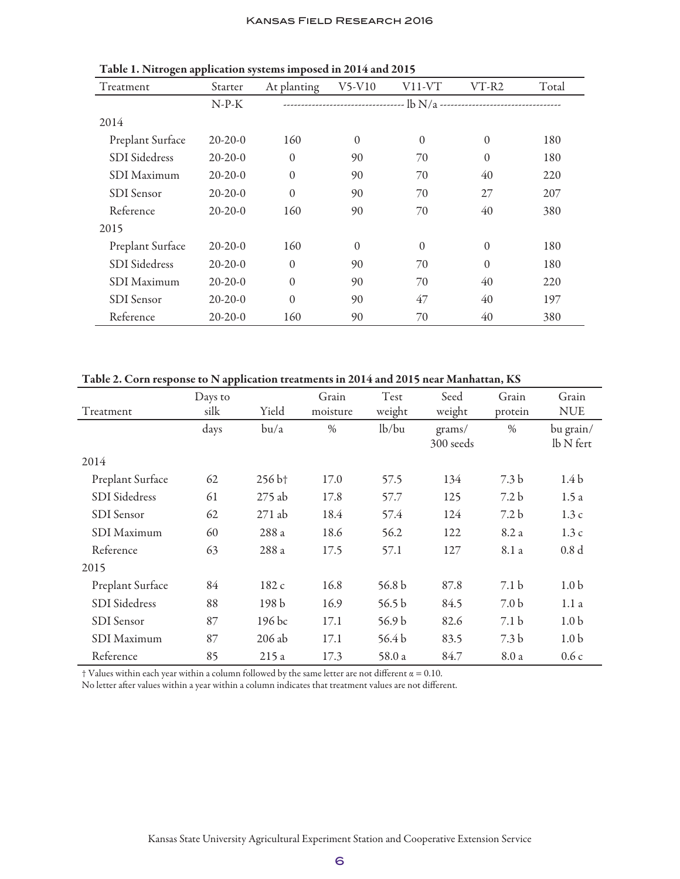Table 1. Nitrogen application systems imposed in 2014 and 2015

| Treatment | Starter | At planting | V5-V10 | V11-VT | VT-R2 | Total |
|---|---|---|---|---|---|---|
| | N-P-K | ---------------------------------- lb N/a ---------------------------------- | | | | |
| 2014 | | | | | | |
| Preplant Surface | 20-20-0 | 160 | 0 | 0 | 0 | 180 |
| SDI Sidedress | 20-20-0 | 0 | 90 | 70 | 0 | 180 |
| SDI Maximum | 20-20-0 | 0 | 90 | 70 | 40 | 220 |
| SDI Sensor | 20-20-0 | 0 | 90 | 70 | 27 | 207 |
| Reference | 20-20-0 | 160 | 90 | 70 | 40 | 380 |
| 2015 | | | | | | |
| Preplant Surface | 20-20-0 | 160 | 0 | 0 | 0 | 180 |
| SDI Sidedress | 20-20-0 | 0 | 90 | 70 | 0 | 180 |
| SDI Maximum | 20-20-0 | 0 | 90 | 70 | 40 | 220 |
| SDI Sensor | 20-20-0 | 0 | 90 | 47 | 40 | 197 |
| Reference | 20-20-0 | 160 | 90 | 70 | 40 | 380 |

Table 2. Corn response to N application treatments in 2014 and 2015 near Manhattan, KS

| Treatment | Days to silk | Yield | Grain moisture | Test weight | Seed weight | Grain protein | Grain NUE |
|---|---|---|---|---|---|---|---|
| | days | bu/a | % | lb/bu | grams/ 300 seeds | % | bu grain/ lb N fert |
| 2014 | | | | | | | |
| Preplant Surface | 62 | 256 b† | 17.0 | 57.5 | 134 | 7.3 b | 1.4 b |
| SDI Sidedress | 61 | 275 ab | 17.8 | 57.7 | 125 | 7.2 b | 1.5 a |
| SDI Sensor | 62 | 271 ab | 18.4 | 57.4 | 124 | 7.2 b | 1.3 c |
| SDI Maximum | 60 | 288 a | 18.6 | 56.2 | 122 | 8.2 a | 1.3 c |
| Reference | 63 | 288 a | 17.5 | 57.1 | 127 | 8.1 a | 0.8 d |
| 2015 | | | | | | | |
| Preplant Surface | 84 | 182 c | 16.8 | 56.8 b | 87.8 | 7.1 b | 1.0 b |
| SDI Sidedress | 88 | 198 b | 16.9 | 56.5 b | 84.5 | 7.0 b | 1.1 a |
| SDI Sensor | 87 | 196 bc | 17.1 | 56.9 b | 82.6 | 7.1 b | 1.0 b |
| SDI Maximum | 87 | 206 ab | 17.1 | 56.4 b | 83.5 | 7.3 b | 1.0 b |
| Reference | 85 | 215 a | 17.3 | 58.0 a | 84.7 | 8.0 a | 0.6 c |

† Values within each year within a column followed by the same letter are not different $\alpha = 0.10$.
No letter after values within a year within a column indicates that treatment values are not different.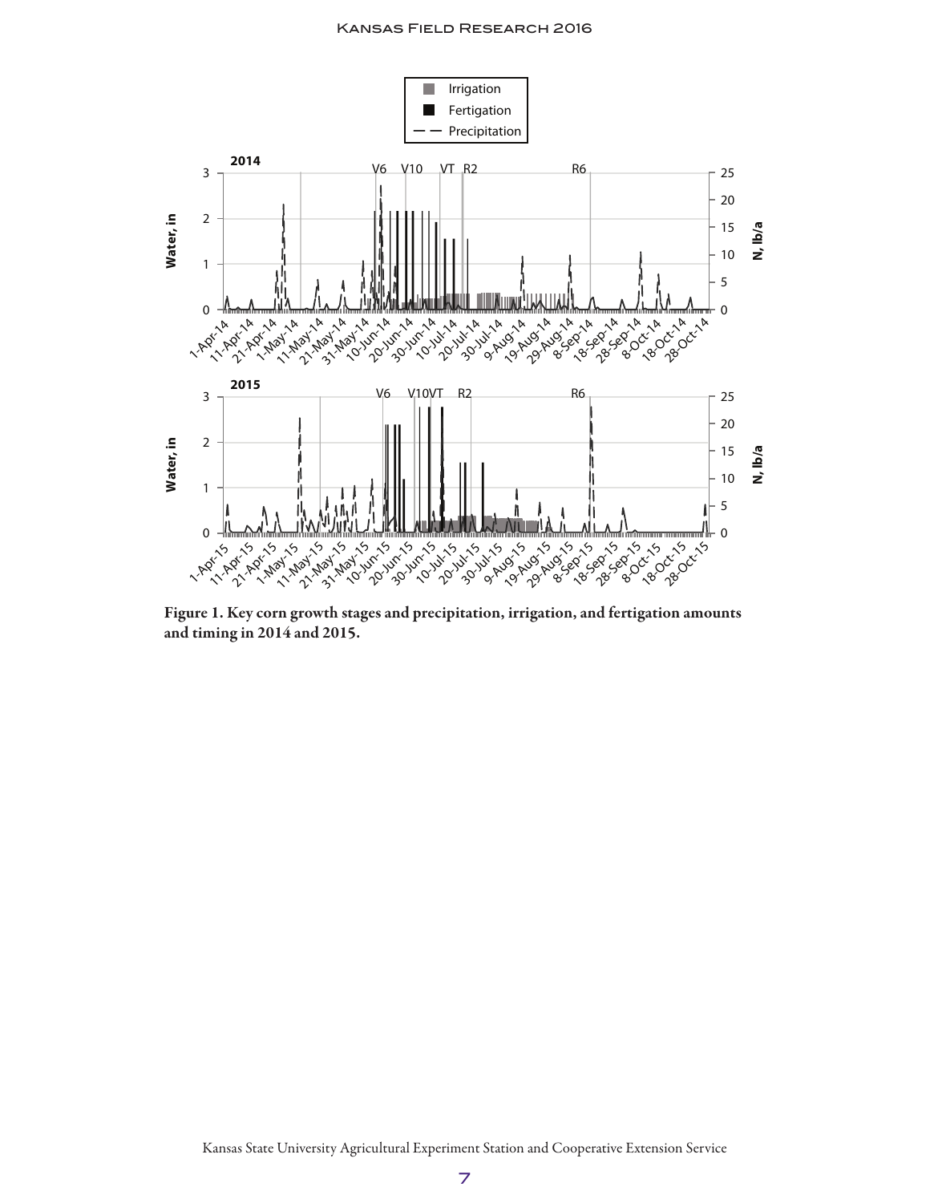Irrigation
Fertigation
Precipitation

2014

V6 V10 VT R2 R6

Water, in

3
2
1
0

N, lb/a

25
20
15
10
5
0

1-Apr-14 11-Apr-14 21-Apr-14 1-May-14 11-May-14 21-May-14 31-May-14 10-Jun-14 20-Jun-14 30-Jun-14 10-Jul-14 20-Jul-14 30-Jul-14 9-Aug-14 19-Aug-14 29-Aug-14 8-Sep-14 18-Sep-14 28-Sep-14 8-Oct-14 18-Oct-14 28-Oct-14

2015

V6 V10VT R2 R6

Water, in

3
2
1
0

N, lb/a

25
20
15
10
5
0

1-Apr-15 11-Apr-15 21-Apr-15 1-May-15 11-May-15 21-May-15 31-May-15 10-Jun-15 20-Jun-15 30-Jun-15 10-Jul-15 20-Jul-15 30-Jul-15 9-Aug-15 19-Aug-15 29-Aug-15 8-Sep-15 18-Sep-15 28-Sep-15 8-Oct-15 18-Oct-15 28-Oct-15

**Figure 1. Key corn growth stages and precipitation, irrigation, and fertigation amounts and timing in 2014 and 2015.**